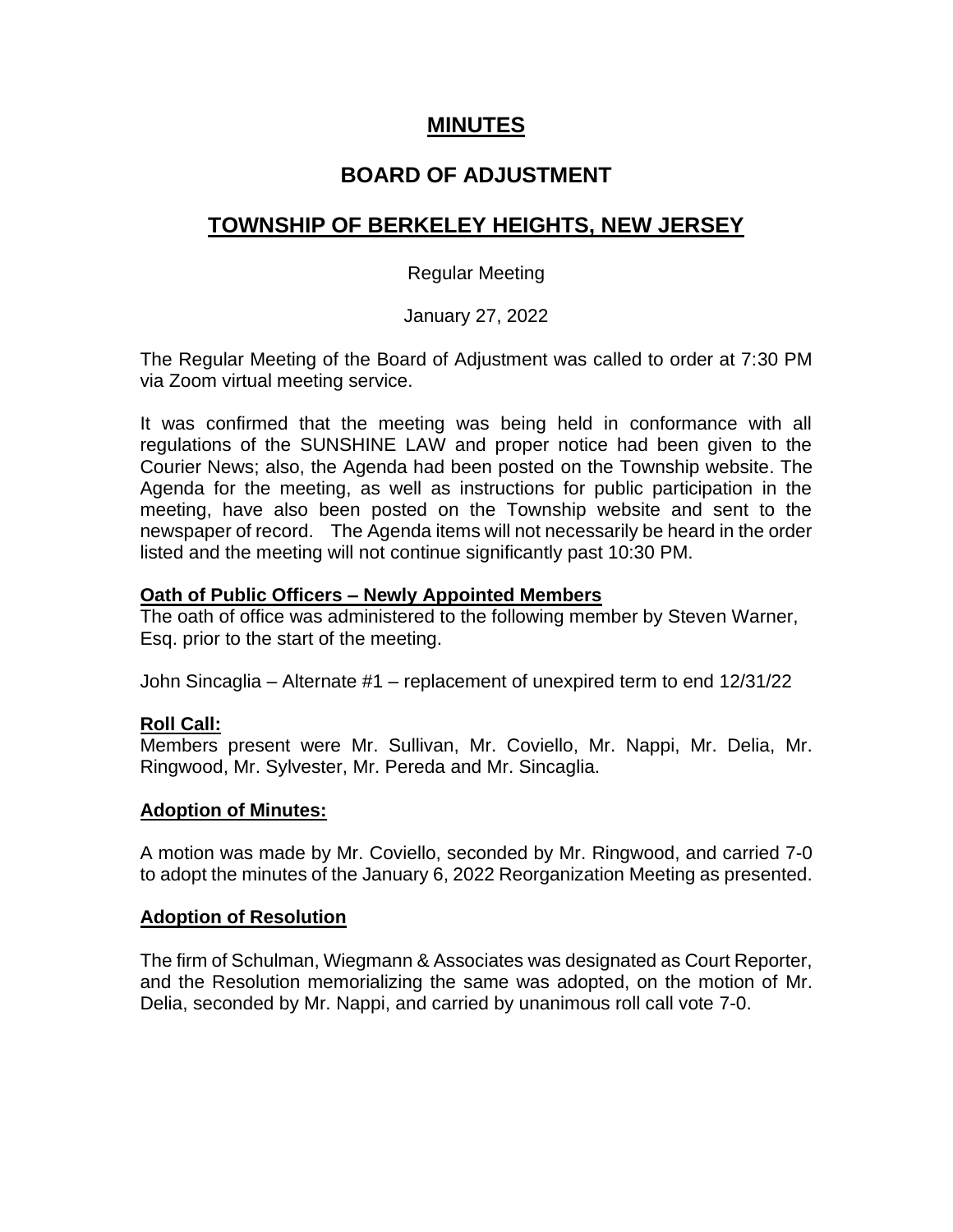# MINUTES

## BOARD OF ADJUSTMENT

## TOWNSHIP OF BERKELEY HEIGHTS, NEW JERSEY

Regular Meeting

January 27, 2022

The Regular Meeting of the Board of Adjustment was called to order at 7:30 PM via Zoom virtual meeting service.

It was confirmed that the meeting was being held in conformance with all regulations of the SUNSHINE LAW and proper notice had been given to the Courier News; also, the Agenda had been posted on the Township website. The Agenda for the meeting, as well as instructions for public participation in the meeting, have also been posted on the Township website and sent to the newspaper of record. The Agenda items will not necessarily be heard in the order listed and the meeting will not continue significantly past 10:30 PM.

**Oath of Public Officers – Newly Appointed Members**

The oath of office was administered to the following member by Steven Warner, Esq. prior to the start of the meeting.

John Sincaglia – Alternate #1 – replacement of unexpired term to end 12/31/22

**Roll Call:**

Members present were Mr. Sullivan, Mr. Coviello, Mr. Nappi, Mr. Delia, Mr. Ringwood, Mr. Sylvester, Mr. Pereda and Mr. Sincaglia.

**Adoption of Minutes:**

A motion was made by Mr. Coviello, seconded by Mr. Ringwood, and carried 7-0 to adopt the minutes of the January 6, 2022 Reorganization Meeting as presented.

**Adoption of Resolution**

The firm of Schulman, Wiegmann & Associates was designated as Court Reporter, and the Resolution memorializing the same was adopted, on the motion of Mr. Delia, seconded by Mr. Nappi, and carried by unanimous roll call vote 7-0.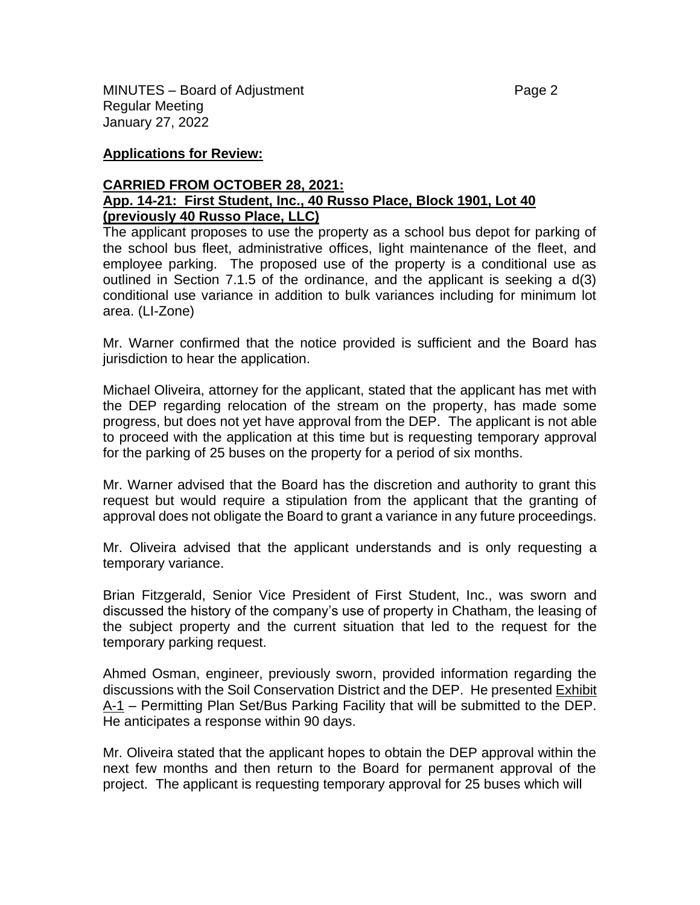**Applications for Review:**

**CARRIED FROM OCTOBER 28, 2021:**
**App. 14-21: First Student, Inc., 40 Russo Place, Block 1901, Lot 40 (previously 40 Russo Place, LLC)**

The applicant proposes to use the property as a school bus depot for parking of the school bus fleet, administrative offices, light maintenance of the fleet, and employee parking. The proposed use of the property is a conditional use as outlined in Section 7.1.5 of the ordinance, and the applicant is seeking a d(3) conditional use variance in addition to bulk variances including for minimum lot area. (LI-Zone)

Mr. Warner confirmed that the notice provided is sufficient and the Board has jurisdiction to hear the application.

Michael Oliveira, attorney for the applicant, stated that the applicant has met with the DEP regarding relocation of the stream on the property, has made some progress, but does not yet have approval from the DEP. The applicant is not able to proceed with the application at this time but is requesting temporary approval for the parking of 25 buses on the property for a period of six months.

Mr. Warner advised that the Board has the discretion and authority to grant this request but would require a stipulation from the applicant that the granting of approval does not obligate the Board to grant a variance in any future proceedings.

Mr. Oliveira advised that the applicant understands and is only requesting a temporary variance.

Brian Fitzgerald, Senior Vice President of First Student, Inc., was sworn and discussed the history of the company's use of property in Chatham, the leasing of the subject property and the current situation that led to the request for the temporary parking request.

Ahmed Osman, engineer, previously sworn, provided information regarding the discussions with the Soil Conservation District and the DEP. He presented Exhibit A-1 – Permitting Plan Set/Bus Parking Facility that will be submitted to the DEP. He anticipates a response within 90 days.

Mr. Oliveira stated that the applicant hopes to obtain the DEP approval within the next few months and then return to the Board for permanent approval of the project. The applicant is requesting temporary approval for 25 buses which will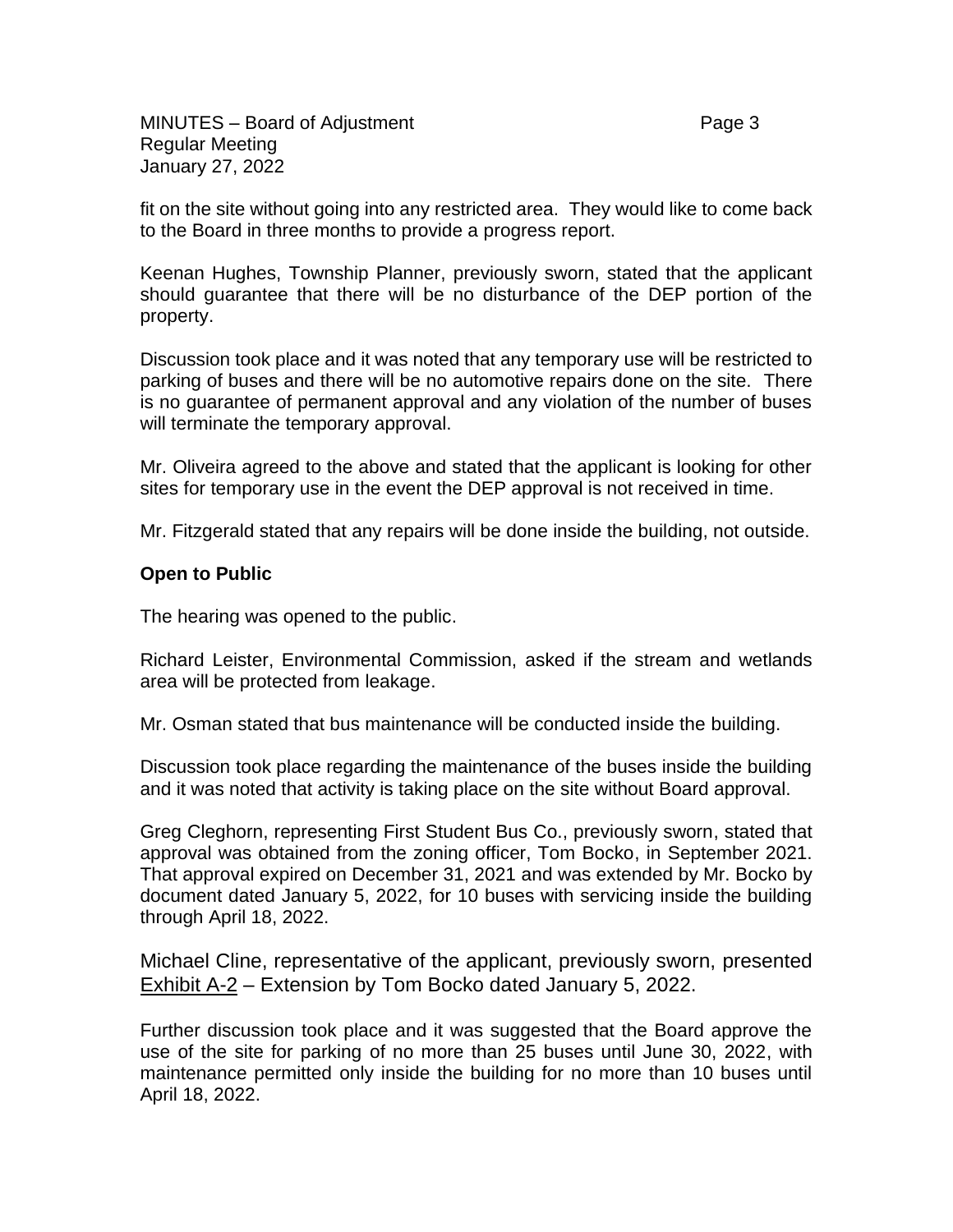fit on the site without going into any restricted area. They would like to come back to the Board in three months to provide a progress report.

Keenan Hughes, Township Planner, previously sworn, stated that the applicant should guarantee that there will be no disturbance of the DEP portion of the property.

Discussion took place and it was noted that any temporary use will be restricted to parking of buses and there will be no automotive repairs done on the site. There is no guarantee of permanent approval and any violation of the number of buses will terminate the temporary approval.

Mr. Oliveira agreed to the above and stated that the applicant is looking for other sites for temporary use in the event the DEP approval is not received in time.

Mr. Fitzgerald stated that any repairs will be done inside the building, not outside.

**Open to Public**

The hearing was opened to the public.

Richard Leister, Environmental Commission, asked if the stream and wetlands area will be protected from leakage.

Mr. Osman stated that bus maintenance will be conducted inside the building.

Discussion took place regarding the maintenance of the buses inside the building and it was noted that activity is taking place on the site without Board approval.

Greg Cleghorn, representing First Student Bus Co., previously sworn, stated that approval was obtained from the zoning officer, Tom Bocko, in September 2021. That approval expired on December 31, 2021 and was extended by Mr. Bocko by document dated January 5, 2022, for 10 buses with servicing inside the building through April 18, 2022.

Michael Cline, representative of the applicant, previously sworn, presented Exhibit A-2 – Extension by Tom Bocko dated January 5, 2022.

Further discussion took place and it was suggested that the Board approve the use of the site for parking of no more than 25 buses until June 30, 2022, with maintenance permitted only inside the building for no more than 10 buses until April 18, 2022.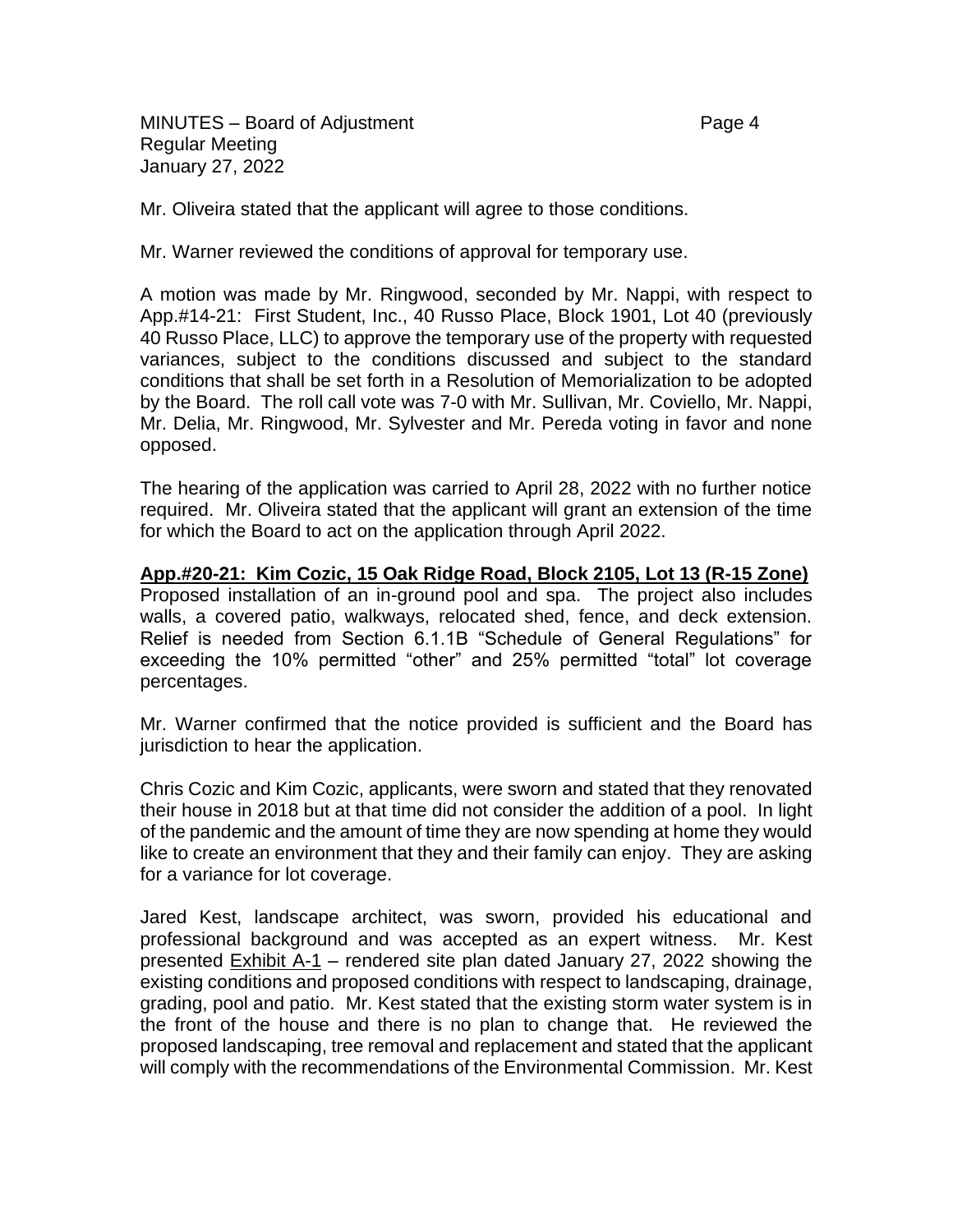Mr. Oliveira stated that the applicant will agree to those conditions.

Mr. Warner reviewed the conditions of approval for temporary use.

A motion was made by Mr. Ringwood, seconded by Mr. Nappi, with respect to App.#14-21: First Student, Inc., 40 Russo Place, Block 1901, Lot 40 (previously 40 Russo Place, LLC) to approve the temporary use of the property with requested variances, subject to the conditions discussed and subject to the standard conditions that shall be set forth in a Resolution of Memorialization to be adopted by the Board. The roll call vote was 7-0 with Mr. Sullivan, Mr. Coviello, Mr. Nappi, Mr. Delia, Mr. Ringwood, Mr. Sylvester and Mr. Pereda voting in favor and none opposed.

The hearing of the application was carried to April 28, 2022 with no further notice required. Mr. Oliveira stated that the applicant will grant an extension of the time for which the Board to act on the application through April 2022.

**App.#20-21: Kim Cozic, 15 Oak Ridge Road, Block 2105, Lot 13 (R-15 Zone)**
Proposed installation of an in-ground pool and spa. The project also includes walls, a covered patio, walkways, relocated shed, fence, and deck extension. Relief is needed from Section 6.1.1B "Schedule of General Regulations" for exceeding the 10% permitted "other" and 25% permitted "total" lot coverage percentages.

Mr. Warner confirmed that the notice provided is sufficient and the Board has jurisdiction to hear the application.

Chris Cozic and Kim Cozic, applicants, were sworn and stated that they renovated their house in 2018 but at that time did not consider the addition of a pool. In light of the pandemic and the amount of time they are now spending at home they would like to create an environment that they and their family can enjoy. They are asking for a variance for lot coverage.

Jared Kest, landscape architect, was sworn, provided his educational and professional background and was accepted as an expert witness. Mr. Kest presented Exhibit A-1 – rendered site plan dated January 27, 2022 showing the existing conditions and proposed conditions with respect to landscaping, drainage, grading, pool and patio. Mr. Kest stated that the existing storm water system is in the front of the house and there is no plan to change that. He reviewed the proposed landscaping, tree removal and replacement and stated that the applicant will comply with the recommendations of the Environmental Commission. Mr. Kest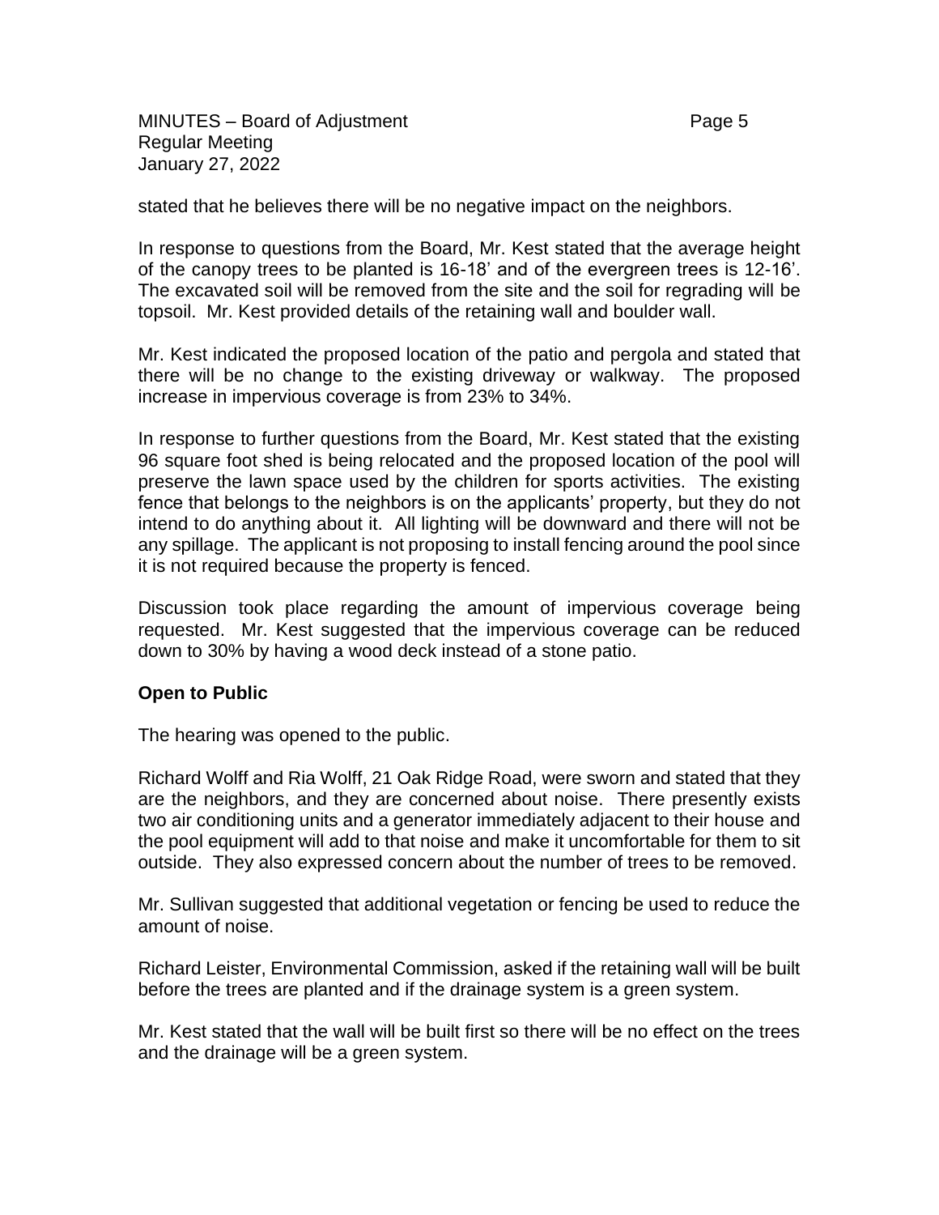stated that he believes there will be no negative impact on the neighbors.

In response to questions from the Board, Mr. Kest stated that the average height of the canopy trees to be planted is 16-18' and of the evergreen trees is 12-16'. The excavated soil will be removed from the site and the soil for regrading will be topsoil. Mr. Kest provided details of the retaining wall and boulder wall.

Mr. Kest indicated the proposed location of the patio and pergola and stated that there will be no change to the existing driveway or walkway. The proposed increase in impervious coverage is from 23% to 34%.

In response to further questions from the Board, Mr. Kest stated that the existing 96 square foot shed is being relocated and the proposed location of the pool will preserve the lawn space used by the children for sports activities. The existing fence that belongs to the neighbors is on the applicants' property, but they do not intend to do anything about it. All lighting will be downward and there will not be any spillage. The applicant is not proposing to install fencing around the pool since it is not required because the property is fenced.

Discussion took place regarding the amount of impervious coverage being requested. Mr. Kest suggested that the impervious coverage can be reduced down to 30% by having a wood deck instead of a stone patio.

**Open to Public**

The hearing was opened to the public.

Richard Wolff and Ria Wolff, 21 Oak Ridge Road, were sworn and stated that they are the neighbors, and they are concerned about noise. There presently exists two air conditioning units and a generator immediately adjacent to their house and the pool equipment will add to that noise and make it uncomfortable for them to sit outside. They also expressed concern about the number of trees to be removed.

Mr. Sullivan suggested that additional vegetation or fencing be used to reduce the amount of noise.

Richard Leister, Environmental Commission, asked if the retaining wall will be built before the trees are planted and if the drainage system is a green system.

Mr. Kest stated that the wall will be built first so there will be no effect on the trees and the drainage will be a green system.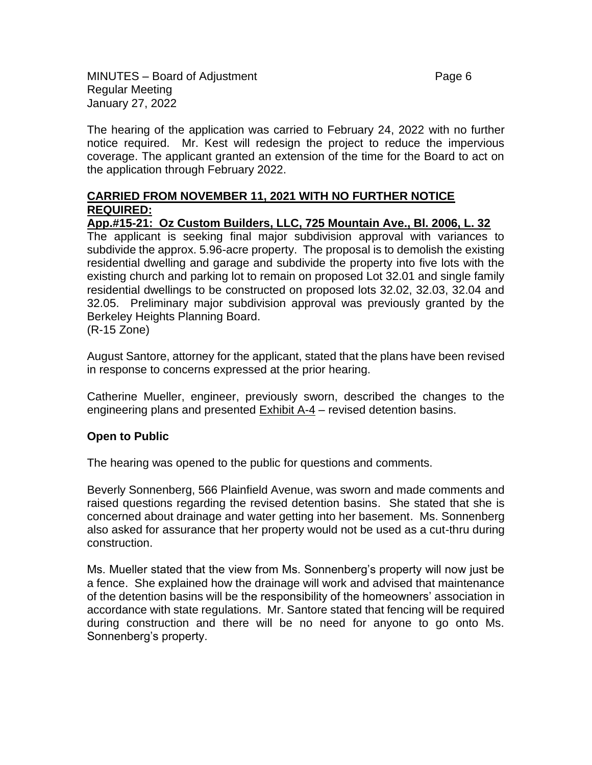The hearing of the application was carried to February 24, 2022 with no further notice required. Mr. Kest will redesign the project to reduce the impervious coverage. The applicant granted an extension of the time for the Board to act on the application through February 2022.

**CARRIED FROM NOVEMBER 11, 2021 WITH NO FURTHER NOTICE REQUIRED:**

**App.#15-21: Oz Custom Builders, LLC, 725 Mountain Ave., Bl. 2006, L. 32**

The applicant is seeking final major subdivision approval with variances to subdivide the approx. 5.96-acre property. The proposal is to demolish the existing residential dwelling and garage and subdivide the property into five lots with the existing church and parking lot to remain on proposed Lot 32.01 and single family residential dwellings to be constructed on proposed lots 32.02, 32.03, 32.04 and 32.05. Preliminary major subdivision approval was previously granted by the Berkeley Heights Planning Board.
(R-15 Zone)

August Santore, attorney for the applicant, stated that the plans have been revised in response to concerns expressed at the prior hearing.

Catherine Mueller, engineer, previously sworn, described the changes to the engineering plans and presented Exhibit A-4 – revised detention basins.

**Open to Public**

The hearing was opened to the public for questions and comments.

Beverly Sonnenberg, 566 Plainfield Avenue, was sworn and made comments and raised questions regarding the revised detention basins. She stated that she is concerned about drainage and water getting into her basement. Ms. Sonnenberg also asked for assurance that her property would not be used as a cut-thru during construction.

Ms. Mueller stated that the view from Ms. Sonnenberg's property will now just be a fence. She explained how the drainage will work and advised that maintenance of the detention basins will be the responsibility of the homeowners' association in accordance with state regulations. Mr. Santore stated that fencing will be required during construction and there will be no need for anyone to go onto Ms. Sonnenberg's property.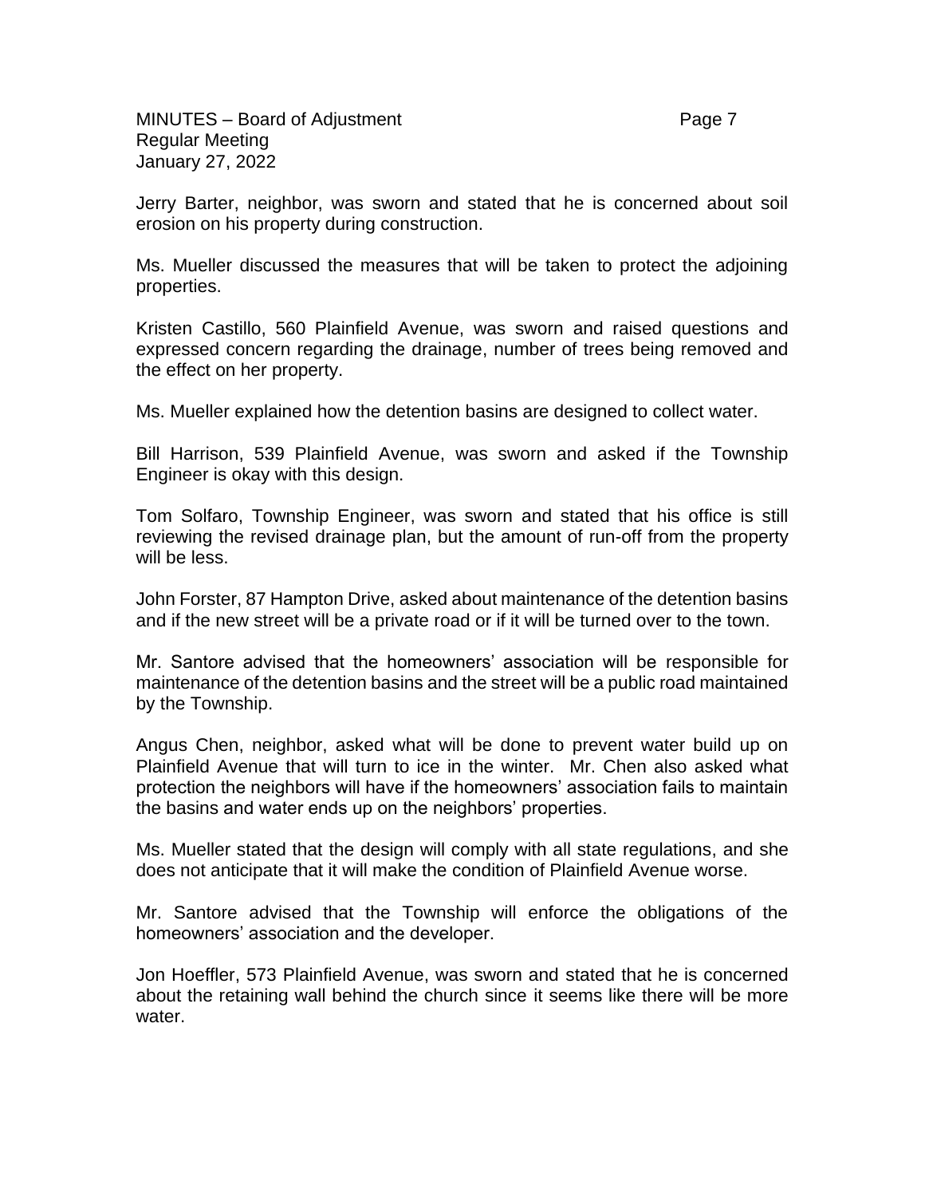Jerry Barter, neighbor, was sworn and stated that he is concerned about soil erosion on his property during construction.

Ms. Mueller discussed the measures that will be taken to protect the adjoining properties.

Kristen Castillo, 560 Plainfield Avenue, was sworn and raised questions and expressed concern regarding the drainage, number of trees being removed and the effect on her property.

Ms. Mueller explained how the detention basins are designed to collect water.

Bill Harrison, 539 Plainfield Avenue, was sworn and asked if the Township Engineer is okay with this design.

Tom Solfaro, Township Engineer, was sworn and stated that his office is still reviewing the revised drainage plan, but the amount of run-off from the property will be less.

John Forster, 87 Hampton Drive, asked about maintenance of the detention basins and if the new street will be a private road or if it will be turned over to the town.

Mr. Santore advised that the homeowners' association will be responsible for maintenance of the detention basins and the street will be a public road maintained by the Township.

Angus Chen, neighbor, asked what will be done to prevent water build up on Plainfield Avenue that will turn to ice in the winter. Mr. Chen also asked what protection the neighbors will have if the homeowners' association fails to maintain the basins and water ends up on the neighbors' properties.

Ms. Mueller stated that the design will comply with all state regulations, and she does not anticipate that it will make the condition of Plainfield Avenue worse.

Mr. Santore advised that the Township will enforce the obligations of the homeowners' association and the developer.

Jon Hoeffler, 573 Plainfield Avenue, was sworn and stated that he is concerned about the retaining wall behind the church since it seems like there will be more water.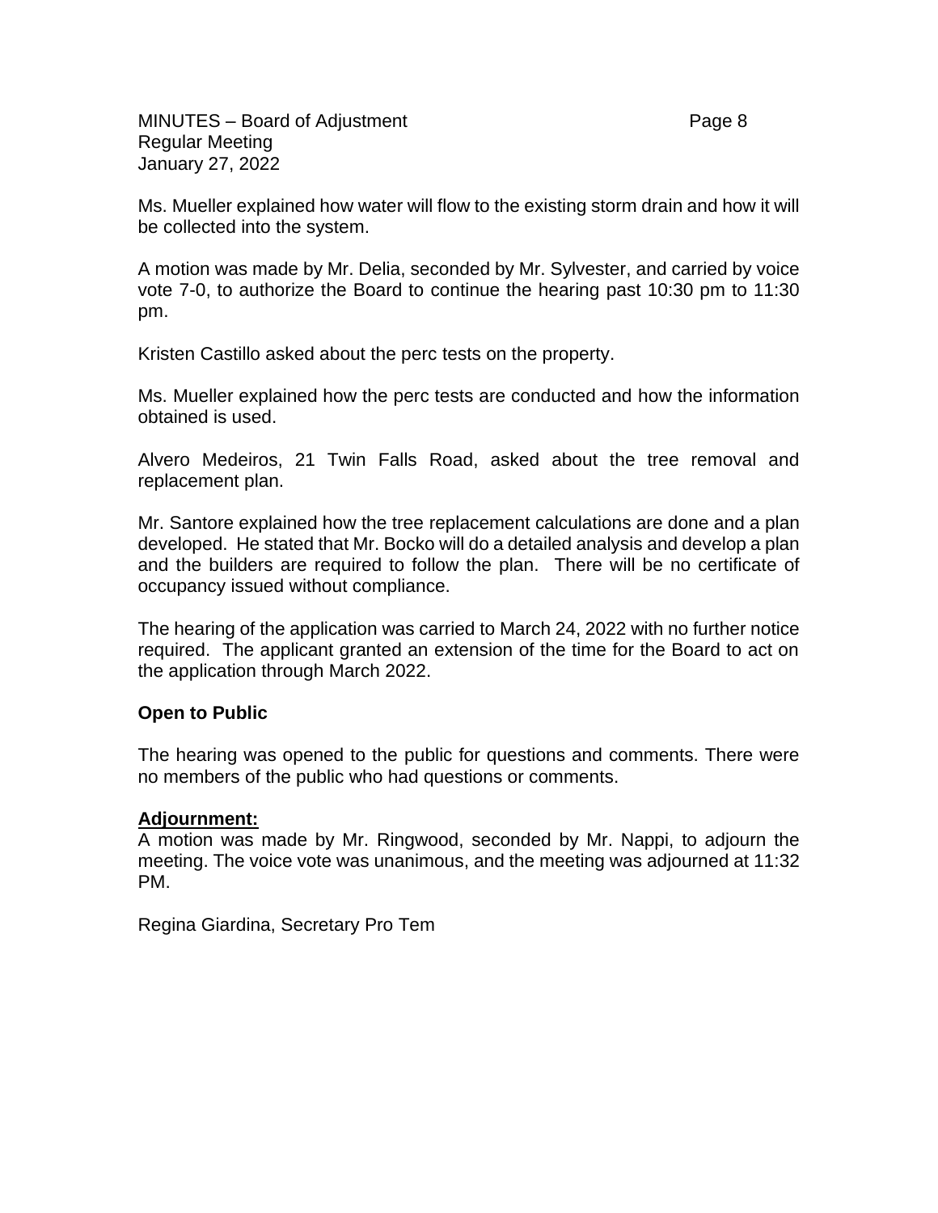Ms. Mueller explained how water will flow to the existing storm drain and how it will be collected into the system.

A motion was made by Mr. Delia, seconded by Mr. Sylvester, and carried by voice vote 7-0, to authorize the Board to continue the hearing past 10:30 pm to 11:30 pm.

Kristen Castillo asked about the perc tests on the property.

Ms. Mueller explained how the perc tests are conducted and how the information obtained is used.

Alvero Medeiros, 21 Twin Falls Road, asked about the tree removal and replacement plan.

Mr. Santore explained how the tree replacement calculations are done and a plan developed. He stated that Mr. Bocko will do a detailed analysis and develop a plan and the builders are required to follow the plan. There will be no certificate of occupancy issued without compliance.

The hearing of the application was carried to March 24, 2022 with no further notice required. The applicant granted an extension of the time for the Board to act on the application through March 2022.

**Open to Public**

The hearing was opened to the public for questions and comments. There were no members of the public who had questions or comments.

**Adjournment:**

A motion was made by Mr. Ringwood, seconded by Mr. Nappi, to adjourn the meeting. The voice vote was unanimous, and the meeting was adjourned at 11:32 PM.

Regina Giardina, Secretary Pro Tem